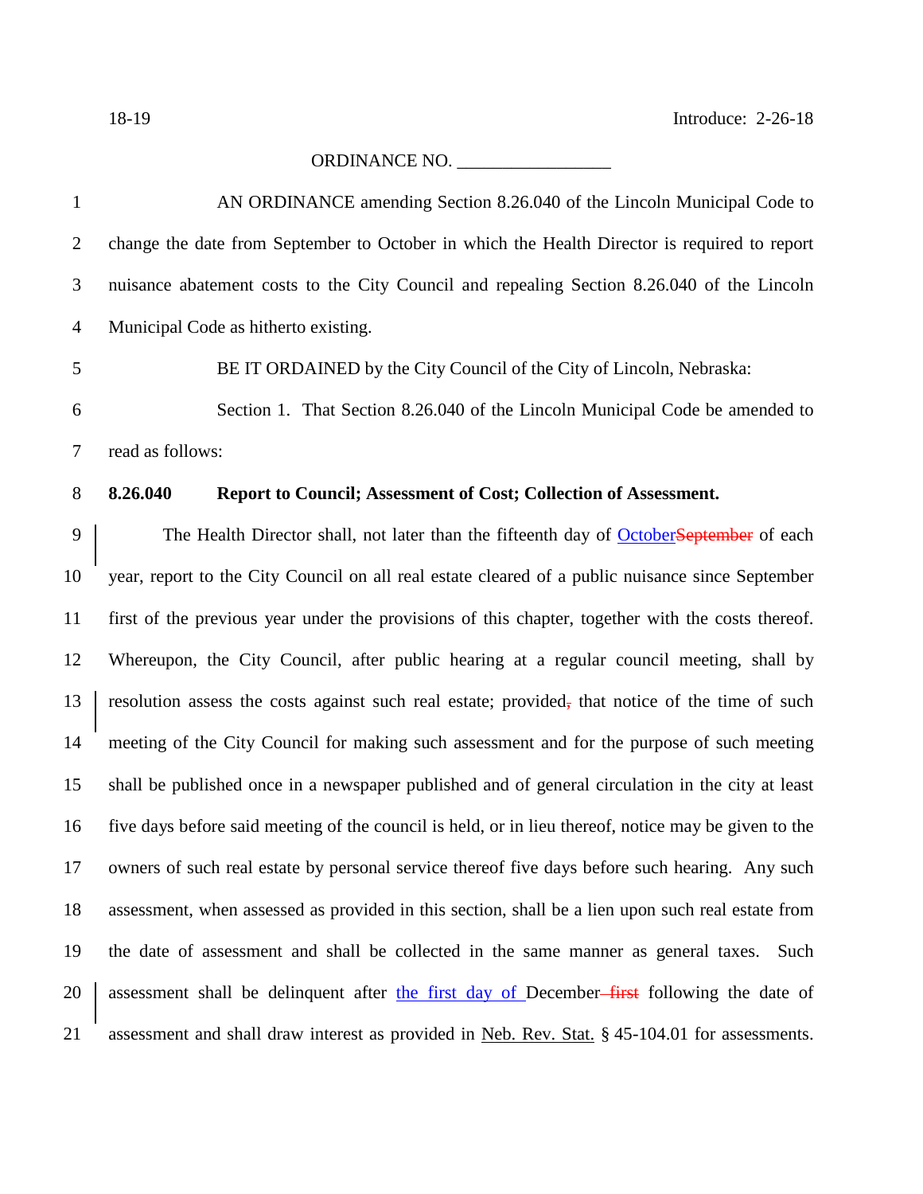18-19 Introduce: 2-26-18

ORDINANCE NO. _________________

AN ORDINANCE amending Section 8.26.040 of the Lincoln Municipal Code to change the date from September to October in which the Health Director is required to report nuisance abatement costs to the City Council and repealing Section 8.26.040 of the Lincoln Municipal Code as hitherto existing.

BE IT ORDAINED by the City Council of the City of Lincoln, Nebraska:

Section 1. That Section 8.26.040 of the Lincoln Municipal Code be amended to read as follows:

**8.26.040 Report to Council; Assessment of Cost; Collection of Assessment.**

The Health Director shall, not later than the fifteenth day of <u>October</u>~~September~~ of each year, report to the City Council on all real estate cleared of a public nuisance since September first of the previous year under the provisions of this chapter, together with the costs thereof. Whereupon, the City Council, after public hearing at a regular council meeting, shall by resolution assess the costs against such real estate; provided~~,~~ that notice of the time of such meeting of the City Council for making such assessment and for the purpose of such meeting shall be published once in a newspaper published and of general circulation in the city at least five days before said meeting of the council is held, or in lieu thereof, notice may be given to the owners of such real estate by personal service thereof five days before such hearing. Any such assessment, when assessed as provided in this section, shall be a lien upon such real estate from the date of assessment and shall be collected in the same manner as general taxes. Such assessment shall be delinquent after <u>the first day of</u> December ~~first~~ following the date of assessment and shall draw interest as provided in <u>Neb. Rev. Stat.</u> § 45-104.01 for assessments.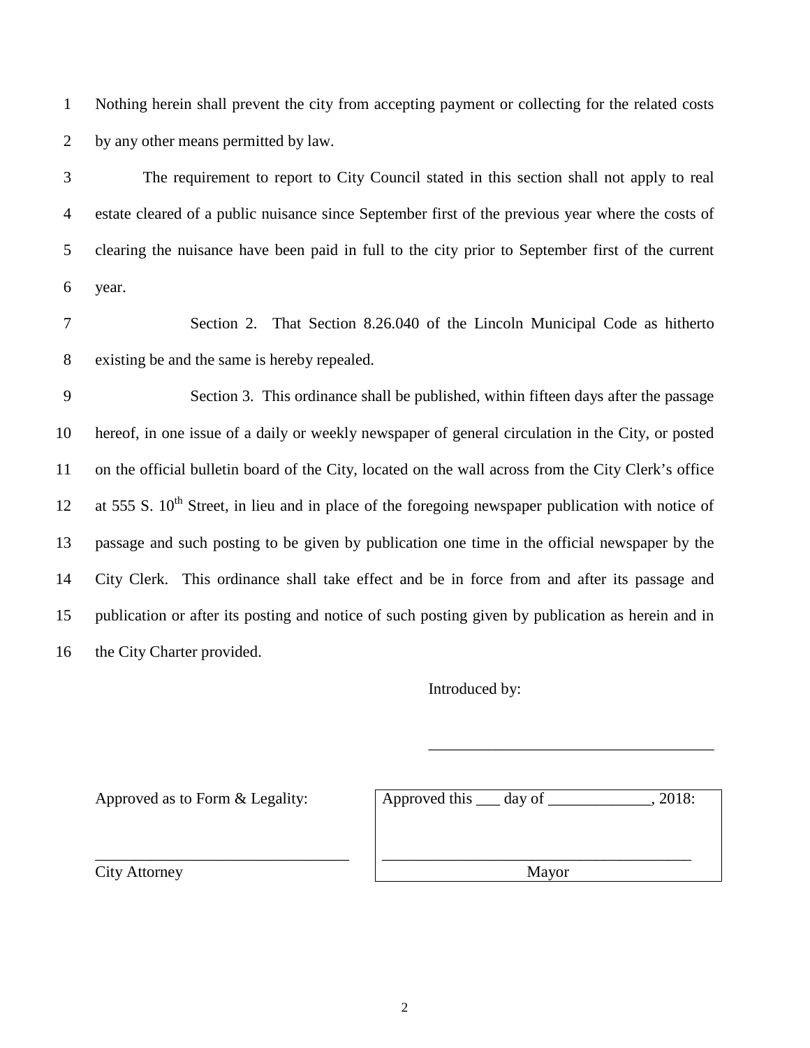Nothing herein shall prevent the city from accepting payment or collecting for the related costs by any other means permitted by law.

The requirement to report to City Council stated in this section shall not apply to real estate cleared of a public nuisance since September first of the previous year where the costs of clearing the nuisance have been paid in full to the city prior to September first of the current year.

Section 2. That Section 8.26.040 of the Lincoln Municipal Code as hitherto existing be and the same is hereby repealed.

Section 3. This ordinance shall be published, within fifteen days after the passage hereof, in one issue of a daily or weekly newspaper of general circulation in the City, or posted on the official bulletin board of the City, located on the wall across from the City Clerk's office at 555 S. 10th Street, in lieu and in place of the foregoing newspaper publication with notice of passage and such posting to be given by publication one time in the official newspaper by the City Clerk. This ordinance shall take effect and be in force from and after its passage and publication or after its posting and notice of such posting given by publication as herein and in the City Charter provided.

Introduced by:

\_\_\_\_\_\_\_\_\_\_\_\_\_\_\_\_\_\_\_\_\_\_\_\_\_\_\_\_\_\_\_\_\_\_\_\_

Approved as to Form & Legality:

\_\_\_\_\_\_\_\_\_\_\_\_\_\_\_\_\_\_\_\_\_\_\_\_\_\_\_\_\_\_\_\_\_\_\_\_
City Attorney

Approved this \_\_\_ day of \_\_\_\_\_\_\_\_\_\_\_\_\_, 2018:

\_\_\_\_\_\_\_\_\_\_\_\_\_\_\_\_\_\_\_\_\_\_\_\_\_\_\_\_\_\_\_\_\_\_\_\_\_\_\_\_
Mayor